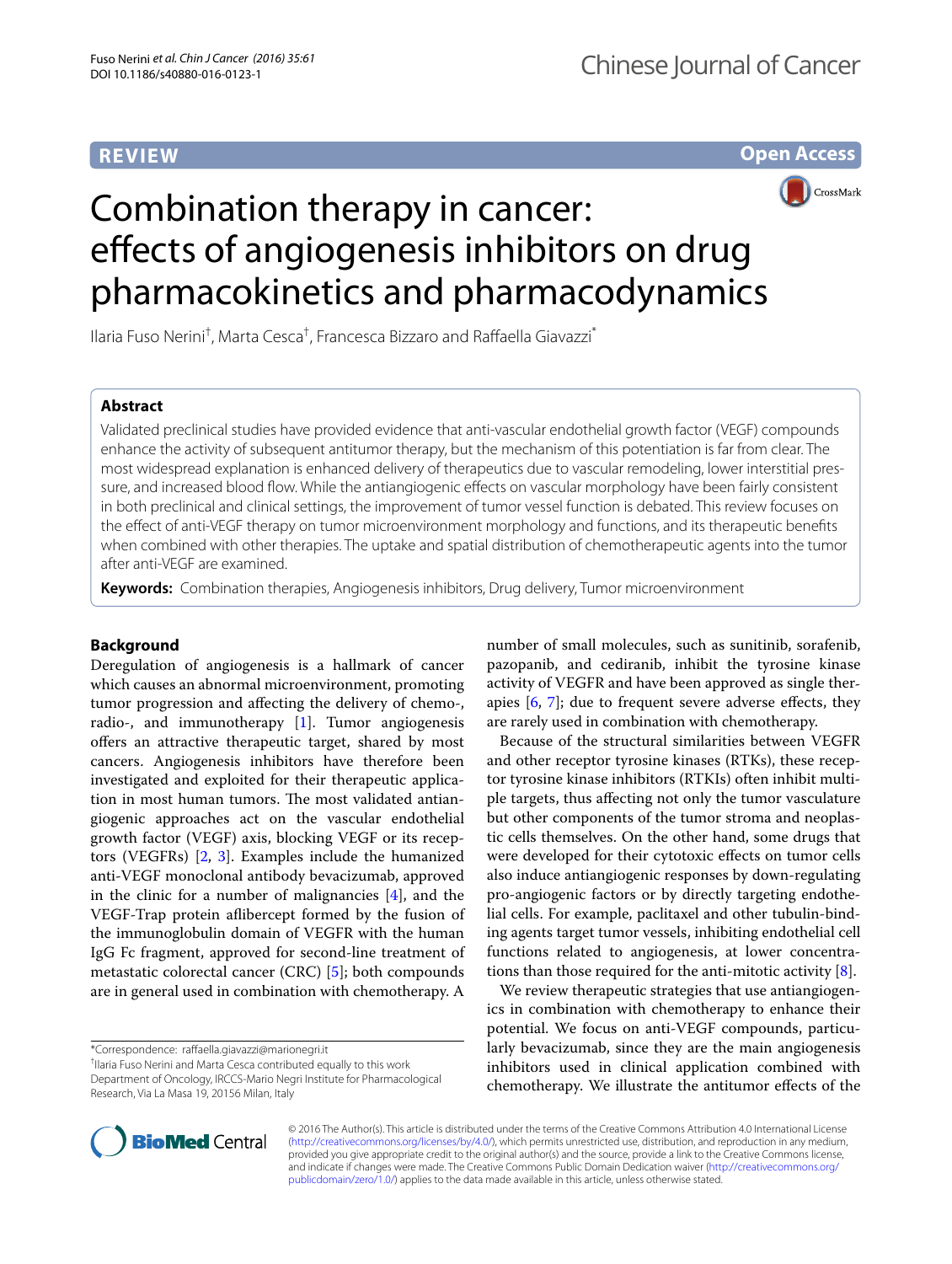REVIEW

Open Access

# Combination therapy in cancer: effects of angiogenesis inhibitors on drug pharmacokinetics and pharmacodynamics

Ilaria Fuso Nerini[†], Marta Cesca[†], Francesca Bizzaro and Raffaella Giavazzi[*]

## Abstract

Validated preclinical studies have provided evidence that anti-vascular endothelial growth factor (VEGF) compounds enhance the activity of subsequent antitumor therapy, but the mechanism of this potentiation is far from clear. The most widespread explanation is enhanced delivery of therapeutics due to vascular remodeling, lower interstitial pressure, and increased blood flow. While the antiangiogenic effects on vascular morphology have been fairly consistent in both preclinical and clinical settings, the improvement of tumor vessel function is debated. This review focuses on the effect of anti-VEGF therapy on tumor microenvironment morphology and functions, and its therapeutic benefits when combined with other therapies. The uptake and spatial distribution of chemotherapeutic agents into the tumor after anti-VEGF are examined.

**Keywords:** Combination therapies, Angiogenesis inhibitors, Drug delivery, Tumor microenvironment

## Background

Deregulation of angiogenesis is a hallmark of cancer which causes an abnormal microenvironment, promoting tumor progression and affecting the delivery of chemo-, radio-, and immunotherapy [1]. Tumor angiogenesis offers an attractive therapeutic target, shared by most cancers. Angiogenesis inhibitors have therefore been investigated and exploited for their therapeutic application in most human tumors. The most validated antiangiogenic approaches act on the vascular endothelial growth factor (VEGF) axis, blocking VEGF or its receptors (VEGFRs) [2, 3]. Examples include the humanized anti-VEGF monoclonal antibody bevacizumab, approved in the clinic for a number of malignancies [4], and the VEGF-Trap protein aflibercept formed by the fusion of the immunoglobulin domain of VEGFR with the human IgG Fc fragment, approved for second-line treatment of metastatic colorectal cancer (CRC) [5]; both compounds are in general used in combination with chemotherapy. A number of small molecules, such as sunitinib, sorafenib, pazopanib, and cediranib, inhibit the tyrosine kinase activity of VEGFR and have been approved as single therapies [6, 7]; due to frequent severe adverse effects, they are rarely used in combination with chemotherapy.

Because of the structural similarities between VEGFR and other receptor tyrosine kinases (RTKs), these receptor tyrosine kinase inhibitors (RTKIs) often inhibit multiple targets, thus affecting not only the tumor vasculature but other components of the tumor stroma and neoplastic cells themselves. On the other hand, some drugs that were developed for their cytotoxic effects on tumor cells also induce antiangiogenic responses by down-regulating pro-angiogenic factors or by directly targeting endothelial cells. For example, paclitaxel and other tubulin-binding agents target tumor vessels, inhibiting endothelial cell functions related to angiogenesis, at lower concentrations than those required for the anti-mitotic activity [8].

We review therapeutic strategies that use antiangiogenics in combination with chemotherapy to enhance their potential. We focus on anti-VEGF compounds, particularly bevacizumab, since they are the main angiogenesis inhibitors used in clinical application combined with chemotherapy. We illustrate the antitumor effects of the

*Correspondence: raffaella.giavazzi@marionegri.it
[†]Ilaria Fuso Nerini and Marta Cesca contributed equally to this work
Department of Oncology, IRCCS-Mario Negri Institute for Pharmacological Research, Via La Masa 19, 20156 Milan, Italy

© 2016 The Author(s). This article is distributed under the terms of the Creative Commons Attribution 4.0 International License (http://creativecommons.org/licenses/by/4.0/), which permits unrestricted use, distribution, and reproduction in any medium, provided you give appropriate credit to the original author(s) and the source, provide a link to the Creative Commons license, and indicate if changes were made. The Creative Commons Public Domain Dedication waiver (http://creativecommons.org/publicdomain/zero/1.0/) applies to the data made available in this article, unless otherwise stated.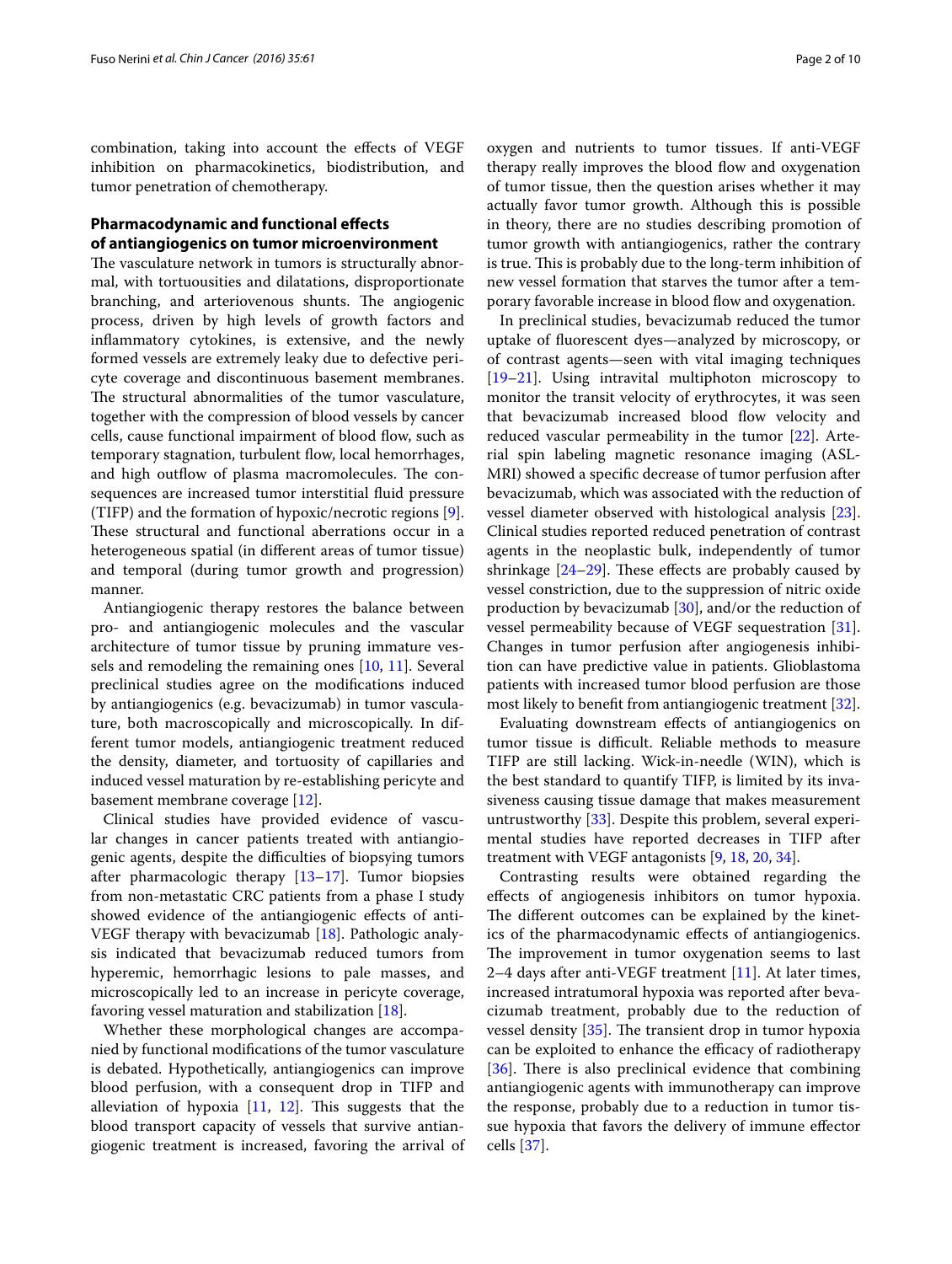combination, taking into account the effects of VEGF inhibition on pharmacokinetics, biodistribution, and tumor penetration of chemotherapy.

## Pharmacodynamic and functional effects of antiangiogenics on tumor microenvironment

The vasculature network in tumors is structurally abnormal, with tortuousities and dilatations, disproportionate branching, and arteriovenous shunts. The angiogenic process, driven by high levels of growth factors and inflammatory cytokines, is extensive, and the newly formed vessels are extremely leaky due to defective pericyte coverage and discontinuous basement membranes. The structural abnormalities of the tumor vasculature, together with the compression of blood vessels by cancer cells, cause functional impairment of blood flow, such as temporary stagnation, turbulent flow, local hemorrhages, and high outflow of plasma macromolecules. The consequences are increased tumor interstitial fluid pressure (TIFP) and the formation of hypoxic/necrotic regions [9]. These structural and functional aberrations occur in a heterogeneous spatial (in different areas of tumor tissue) and temporal (during tumor growth and progression) manner.

Antiangiogenic therapy restores the balance between pro- and antiangiogenic molecules and the vascular architecture of tumor tissue by pruning immature vessels and remodeling the remaining ones [10, 11]. Several preclinical studies agree on the modifications induced by antiangiogenics (e.g. bevacizumab) in tumor vasculature, both macroscopically and microscopically. In different tumor models, antiangiogenic treatment reduced the density, diameter, and tortuosity of capillaries and induced vessel maturation by re-establishing pericyte and basement membrane coverage [12].

Clinical studies have provided evidence of vascular changes in cancer patients treated with antiangiogenic agents, despite the difficulties of biopsying tumors after pharmacologic therapy [13–17]. Tumor biopsies from non-metastatic CRC patients from a phase I study showed evidence of the antiangiogenic effects of anti-VEGF therapy with bevacizumab [18]. Pathologic analysis indicated that bevacizumab reduced tumors from hyperemic, hemorrhagic lesions to pale masses, and microscopically led to an increase in pericyte coverage, favoring vessel maturation and stabilization [18].

Whether these morphological changes are accompanied by functional modifications of the tumor vasculature is debated. Hypothetically, antiangiogenics can improve blood perfusion, with a consequent drop in TIFP and alleviation of hypoxia [11, 12]. This suggests that the blood transport capacity of vessels that survive antiangiogenic treatment is increased, favoring the arrival of oxygen and nutrients to tumor tissues. If anti-VEGF therapy really improves the blood flow and oxygenation of tumor tissue, then the question arises whether it may actually favor tumor growth. Although this is possible in theory, there are no studies describing promotion of tumor growth with antiangiogenics, rather the contrary is true. This is probably due to the long-term inhibition of new vessel formation that starves the tumor after a temporary favorable increase in blood flow and oxygenation.

In preclinical studies, bevacizumab reduced the tumor uptake of fluorescent dyes—analyzed by microscopy, or of contrast agents—seen with vital imaging techniques [19–21]. Using intravital multiphoton microscopy to monitor the transit velocity of erythrocytes, it was seen that bevacizumab increased blood flow velocity and reduced vascular permeability in the tumor [22]. Arterial spin labeling magnetic resonance imaging (ASL-MRI) showed a specific decrease of tumor perfusion after bevacizumab, which was associated with the reduction of vessel diameter observed with histological analysis [23]. Clinical studies reported reduced penetration of contrast agents in the neoplastic bulk, independently of tumor shrinkage [24–29]. These effects are probably caused by vessel constriction, due to the suppression of nitric oxide production by bevacizumab [30], and/or the reduction of vessel permeability because of VEGF sequestration [31]. Changes in tumor perfusion after angiogenesis inhibition can have predictive value in patients. Glioblastoma patients with increased tumor blood perfusion are those most likely to benefit from antiangiogenic treatment [32].

Evaluating downstream effects of antiangiogenics on tumor tissue is difficult. Reliable methods to measure TIFP are still lacking. Wick-in-needle (WIN), which is the best standard to quantify TIFP, is limited by its invasiveness causing tissue damage that makes measurement untrustworthy [33]. Despite this problem, several experimental studies have reported decreases in TIFP after treatment with VEGF antagonists [9, 18, 20, 34].

Contrasting results were obtained regarding the effects of angiogenesis inhibitors on tumor hypoxia. The different outcomes can be explained by the kinetics of the pharmacodynamic effects of antiangiogenics. The improvement in tumor oxygenation seems to last 2–4 days after anti-VEGF treatment [11]. At later times, increased intratumoral hypoxia was reported after bevacizumab treatment, probably due to the reduction of vessel density [35]. The transient drop in tumor hypoxia can be exploited to enhance the efficacy of radiotherapy [36]. There is also preclinical evidence that combining antiangiogenic agents with immunotherapy can improve the response, probably due to a reduction in tumor tissue hypoxia that favors the delivery of immune effector cells [37].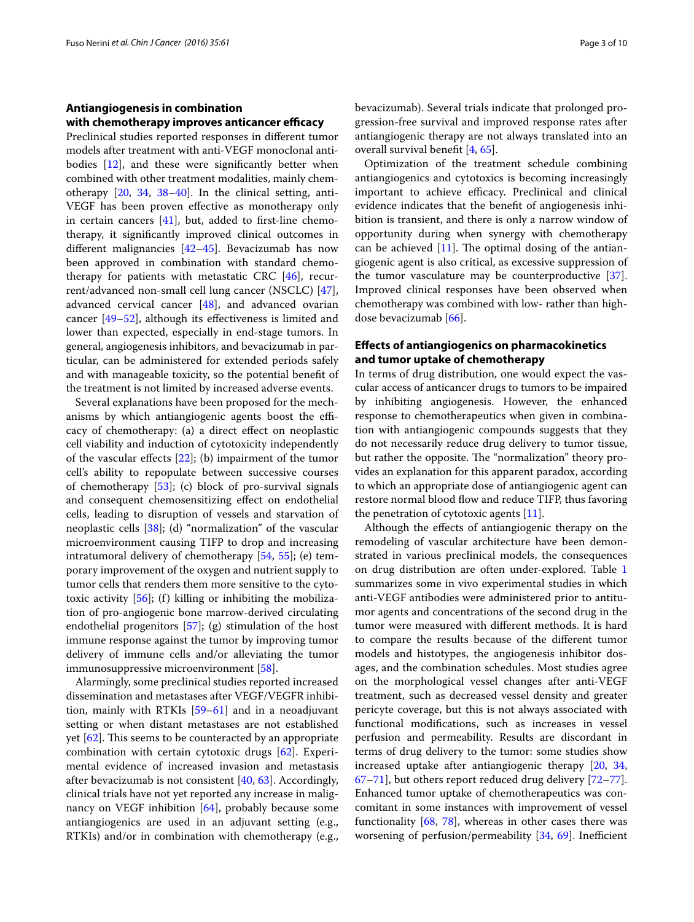### Antiangiogenesis in combination with chemotherapy improves anticancer efficacy

Preclinical studies reported responses in different tumor models after treatment with anti-VEGF monoclonal antibodies [12], and these were significantly better when combined with other treatment modalities, mainly chemotherapy [20, 34, 38–40]. In the clinical setting, anti-VEGF has been proven effective as monotherapy only in certain cancers [41], but, added to first-line chemotherapy, it significantly improved clinical outcomes in different malignancies [42–45]. Bevacizumab has now been approved in combination with standard chemotherapy for patients with metastatic CRC [46], recurrent/advanced non-small cell lung cancer (NSCLC) [47], advanced cervical cancer [48], and advanced ovarian cancer [49–52], although its effectiveness is limited and lower than expected, especially in end-stage tumors. In general, angiogenesis inhibitors, and bevacizumab in particular, can be administered for extended periods safely and with manageable toxicity, so the potential benefit of the treatment is not limited by increased adverse events.

Several explanations have been proposed for the mechanisms by which antiangiogenic agents boost the efficacy of chemotherapy: (a) a direct effect on neoplastic cell viability and induction of cytotoxicity independently of the vascular effects [22]; (b) impairment of the tumor cell's ability to repopulate between successive courses of chemotherapy [53]; (c) block of pro-survival signals and consequent chemosensitizing effect on endothelial cells, leading to disruption of vessels and starvation of neoplastic cells [38]; (d) "normalization" of the vascular microenvironment causing TIFP to drop and increasing intratumoral delivery of chemotherapy [54, 55]; (e) temporary improvement of the oxygen and nutrient supply to tumor cells that renders them more sensitive to the cytotoxic activity [56]; (f) killing or inhibiting the mobilization of pro-angiogenic bone marrow-derived circulating endothelial progenitors [57]; (g) stimulation of the host immune response against the tumor by improving tumor delivery of immune cells and/or alleviating the tumor immunosuppressive microenvironment [58].

Alarmingly, some preclinical studies reported increased dissemination and metastases after VEGF/VEGFR inhibition, mainly with RTKIs [59–61] and in a neoadjuvant setting or when distant metastases are not established yet [62]. This seems to be counteracted by an appropriate combination with certain cytotoxic drugs [62]. Experimental evidence of increased invasion and metastasis after bevacizumab is not consistent [40, 63]. Accordingly, clinical trials have not yet reported any increase in malignancy on VEGF inhibition [64], probably because some antiangiogenics are used in an adjuvant setting (e.g., RTKIs) and/or in combination with chemotherapy (e.g., bevacizumab). Several trials indicate that prolonged progression-free survival and improved response rates after antiangiogenic therapy are not always translated into an overall survival benefit [4, 65].

Optimization of the treatment schedule combining antiangiogenics and cytotoxics is becoming increasingly important to achieve efficacy. Preclinical and clinical evidence indicates that the benefit of angiogenesis inhibition is transient, and there is only a narrow window of opportunity during when synergy with chemotherapy can be achieved [11]. The optimal dosing of the antiangiogenic agent is also critical, as excessive suppression of the tumor vasculature may be counterproductive [37]. Improved clinical responses have been observed when chemotherapy was combined with low- rather than high-dose bevacizumab [66].

### Effects of antiangiogenics on pharmacokinetics and tumor uptake of chemotherapy

In terms of drug distribution, one would expect the vascular access of anticancer drugs to tumors to be impaired by inhibiting angiogenesis. However, the enhanced response to chemotherapeutics when given in combination with antiangiogenic compounds suggests that they do not necessarily reduce drug delivery to tumor tissue, but rather the opposite. The "normalization" theory provides an explanation for this apparent paradox, according to which an appropriate dose of antiangiogenic agent can restore normal blood flow and reduce TIFP, thus favoring the penetration of cytotoxic agents [11].

Although the effects of antiangiogenic therapy on the remodeling of vascular architecture have been demonstrated in various preclinical models, the consequences on drug distribution are often under-explored. Table 1 summarizes some in vivo experimental studies in which anti-VEGF antibodies were administered prior to antitumor agents and concentrations of the second drug in the tumor were measured with different methods. It is hard to compare the results because of the different tumor models and histotypes, the angiogenesis inhibitor dosages, and the combination schedules. Most studies agree on the morphological vessel changes after anti-VEGF treatment, such as decreased vessel density and greater pericyte coverage, but this is not always associated with functional modifications, such as increases in vessel perfusion and permeability. Results are discordant in terms of drug delivery to the tumor: some studies show increased uptake after antiangiogenic therapy [20, 34, 67–71], but others report reduced drug delivery [72–77]. Enhanced tumor uptake of chemotherapeutics was concomitant in some instances with improvement of vessel functionality [68, 78], whereas in other cases there was worsening of perfusion/permeability [34, 69]. Inefficient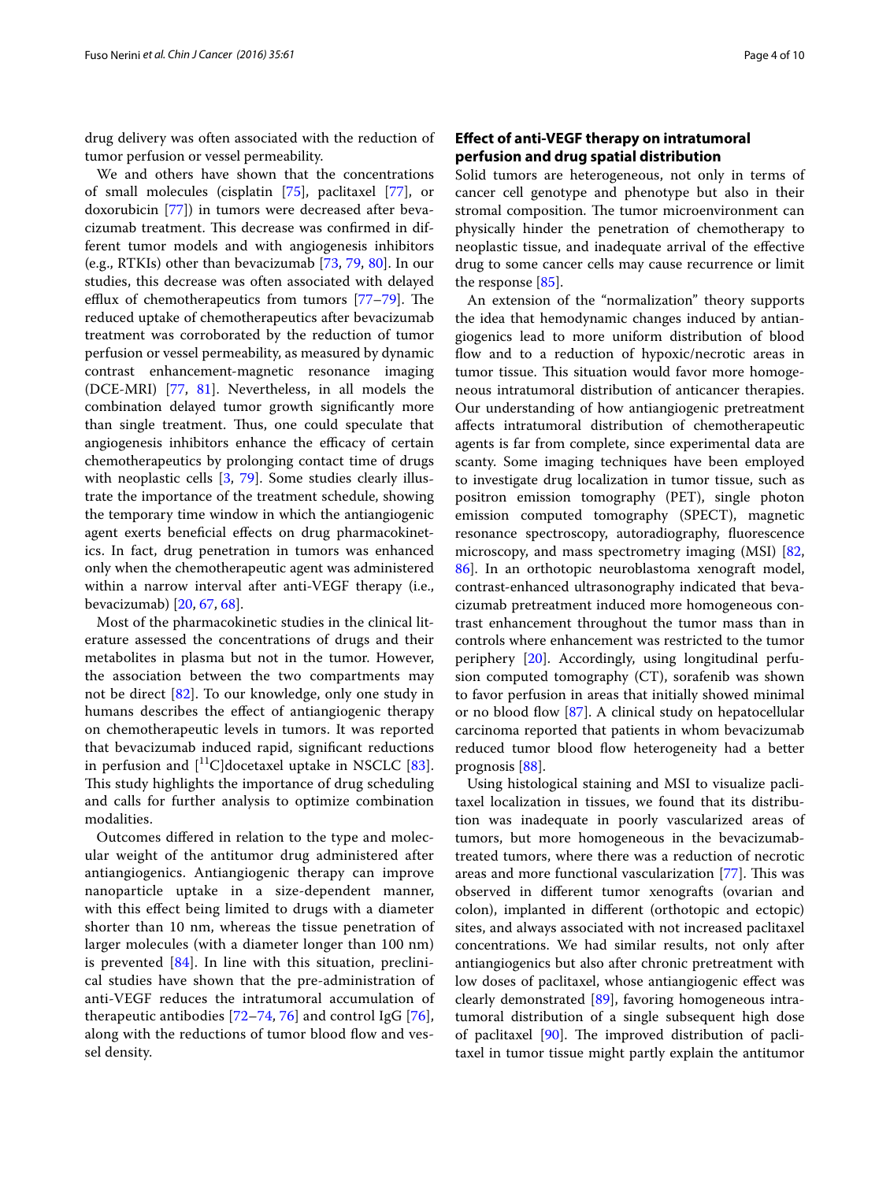drug delivery was often associated with the reduction of tumor perfusion or vessel permeability.

We and others have shown that the concentrations of small molecules (cisplatin [75], paclitaxel [77], or doxorubicin [77]) in tumors were decreased after bevacizumab treatment. This decrease was confirmed in different tumor models and with angiogenesis inhibitors (e.g., RTKIs) other than bevacizumab [73, 79, 80]. In our studies, this decrease was often associated with delayed efflux of chemotherapeutics from tumors [77–79]. The reduced uptake of chemotherapeutics after bevacizumab treatment was corroborated by the reduction of tumor perfusion or vessel permeability, as measured by dynamic contrast enhancement-magnetic resonance imaging (DCE-MRI) [77, 81]. Nevertheless, in all models the combination delayed tumor growth significantly more than single treatment. Thus, one could speculate that angiogenesis inhibitors enhance the efficacy of certain chemotherapeutics by prolonging contact time of drugs with neoplastic cells [3, 79]. Some studies clearly illustrate the importance of the treatment schedule, showing the temporary time window in which the antiangiogenic agent exerts beneficial effects on drug pharmacokinetics. In fact, drug penetration in tumors was enhanced only when the chemotherapeutic agent was administered within a narrow interval after anti-VEGF therapy (i.e., bevacizumab) [20, 67, 68].

Most of the pharmacokinetic studies in the clinical literature assessed the concentrations of drugs and their metabolites in plasma but not in the tumor. However, the association between the two compartments may not be direct [82]. To our knowledge, only one study in humans describes the effect of antiangiogenic therapy on chemotherapeutic levels in tumors. It was reported that bevacizumab induced rapid, significant reductions in perfusion and [$^{11}$C]docetaxel uptake in NSCLC [83]. This study highlights the importance of drug scheduling and calls for further analysis to optimize combination modalities.

Outcomes differed in relation to the type and molecular weight of the antitumor drug administered after antiangiogenics. Antiangiogenic therapy can improve nanoparticle uptake in a size-dependent manner, with this effect being limited to drugs with a diameter shorter than 10 nm, whereas the tissue penetration of larger molecules (with a diameter longer than 100 nm) is prevented [84]. In line with this situation, preclinical studies have shown that the pre-administration of anti-VEGF reduces the intratumoral accumulation of therapeutic antibodies [72–74, 76] and control IgG [76], along with the reductions of tumor blood flow and vessel density.

## Effect of anti-VEGF therapy on intratumoral perfusion and drug spatial distribution

Solid tumors are heterogeneous, not only in terms of cancer cell genotype and phenotype but also in their stromal composition. The tumor microenvironment can physically hinder the penetration of chemotherapy to neoplastic tissue, and inadequate arrival of the effective drug to some cancer cells may cause recurrence or limit the response [85].

An extension of the "normalization" theory supports the idea that hemodynamic changes induced by antiangiogenics lead to more uniform distribution of blood flow and to a reduction of hypoxic/necrotic areas in tumor tissue. This situation would favor more homogeneous intratumoral distribution of anticancer therapies. Our understanding of how antiangiogenic pretreatment affects intratumoral distribution of chemotherapeutic agents is far from complete, since experimental data are scanty. Some imaging techniques have been employed to investigate drug localization in tumor tissue, such as positron emission tomography (PET), single photon emission computed tomography (SPECT), magnetic resonance spectroscopy, autoradiography, fluorescence microscopy, and mass spectrometry imaging (MSI) [82, 86]. In an orthotopic neuroblastoma xenograft model, contrast-enhanced ultrasonography indicated that bevacizumab pretreatment induced more homogeneous contrast enhancement throughout the tumor mass than in controls where enhancement was restricted to the tumor periphery [20]. Accordingly, using longitudinal perfusion computed tomography (CT), sorafenib was shown to favor perfusion in areas that initially showed minimal or no blood flow [87]. A clinical study on hepatocellular carcinoma reported that patients in whom bevacizumab reduced tumor blood flow heterogeneity had a better prognosis [88].

Using histological staining and MSI to visualize paclitaxel localization in tissues, we found that its distribution was inadequate in poorly vascularized areas of tumors, but more homogeneous in the bevacizumab-treated tumors, where there was a reduction of necrotic areas and more functional vascularization [77]. This was observed in different tumor xenografts (ovarian and colon), implanted in different (orthotopic and ectopic) sites, and always associated with not increased paclitaxel concentrations. We had similar results, not only after antiangiogenics but also after chronic pretreatment with low doses of paclitaxel, whose antiangiogenic effect was clearly demonstrated [89], favoring homogeneous intratumoral distribution of a single subsequent high dose of paclitaxel [90]. The improved distribution of paclitaxel in tumor tissue might partly explain the antitumor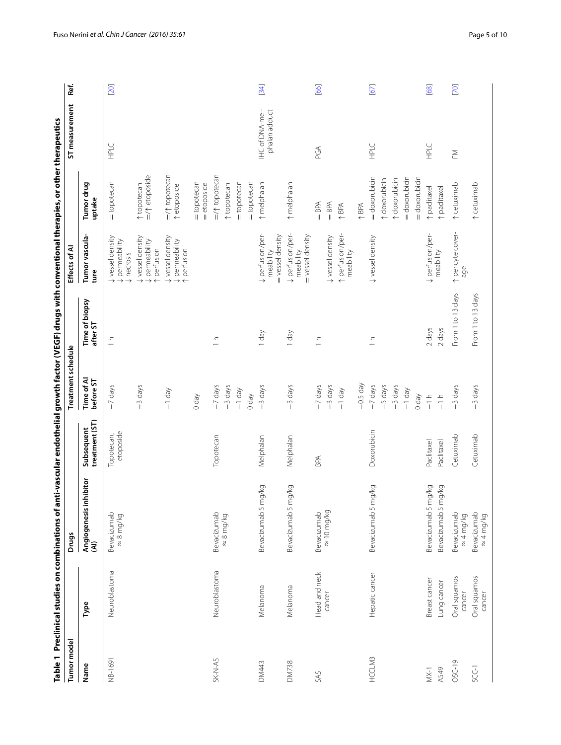**Table 1 Preclinical studies on combinations of anti-vascular endothelial growth factor (VEGF) drugs with conventional therapies, or other therapeutics**

| Tumor model | | Drugs | | Treatment schedule | | Effects of AI | | ST measurement | Ref. |
|---|---|---|---|---|---|---|---|---|---|
| Name | Type | Angiogenesis inhibitor (AI) | Subsequent treatment (ST) | Time of AI before ST | Time of biopsy after ST | Tumor vasculature | Tumor drug uptake | | |
| NB-1691 | Neuroblastoma | Bevacizumab ≈ 8 mg/kg | Topotecan, etoposide | −7 days | 1 h | ↓ vessel density ↓ permeability ↓ necrosis | = topotecan | HPLC | [20] |
| | | | | −3 days | | ↓ vessel density ↓ permeability ↑ perfusion | ↑ topotecan =/↑ etoposide | | |
| | | | | −1 day | | ↓ vessel density ↓ permeability ↑ perfusion | =/↑ topotecan ↑ etoposide | | |
| | | | | 0 day | | | = topotecan = etoposide | | |
| SK-N-AS | Neuroblastoma | Bevacizumab ≈ 8 mg/kg | Topotecan | −7 days | 1 h | | =/↑ topotecan | | |
| | | | | −3 days | | | ↑ topotecan | | |
| | | | | −1 day | | | = topotecan | | |
| | | | | 0 day | | | = topotecan | | |
| DM443 | Melanoma | Bevacizumab 5 mg/kg | Melphalan | −3 days | 1 day | ↓ perfusion/permeability = vessel density | ↑ melphalan | IHC of DNA-melphalan adduct | [34] |
| DM738 | Melanoma | Bevacizumab 5 mg/kg | Melphalan | −3 days | 1 day | ↓ perfusion/permeability = vessel density | ↑ melphalan | | |
| SAS | Head and neck cancer | Bevacizumab ≈ 10 mg/kg | BPA | −7 days | 1 h | | = BPA | PGA | [66] |
| | | | | −3 days | | ↓ vessel density | = BPA | | |
| | | | | −1 day | | ↑ perfusion/permeability | ↑ BPA | | |
| | | | | −0.5 day | | | ↑ BPA | | |
| HCCLM3 | Hepatic cancer | Bevacizumab 5 mg/kg | Doxorubicin | −7 days | 1 h | ↓ vessel density | = doxorubicin | HPLC | [67] |
| | | | | −5 days | | | ↑ doxorubicin | | |
| | | | | −3 days | | | ↑ doxorubicin | | |
| | | | | −1 day | | | = doxorubicin | | |
| | | | | 0 day | | | = doxorubicin | | |
| MX-1 | Breast cancer | Bevacizumab 5 mg/kg | Paclitaxel | −1 h | 2 days | ↓ perfusion/permeability | ↑ paclitaxel | HPLC | [68] |
| A549 | Lung cancer | Bevacizumab 5 mg/kg | Paclitaxel | −1 h | 2 days | | ↑ paclitaxel | | |
| OSC-19 | Oral squamos cancer | Bevacizumab ≈ 4 mg/kg | Cetuximab | −3 days | From 1 to 13 days | ↑ pericyte coverage | ↑ cetuximab | FM | [70] |
| SCC-1 | Oral squamos cancer | Bevacizumab ≈ 4 mg/kg | Cetuximab | −3 days | From 1 to 13 days | | ↑ cetuximab | | |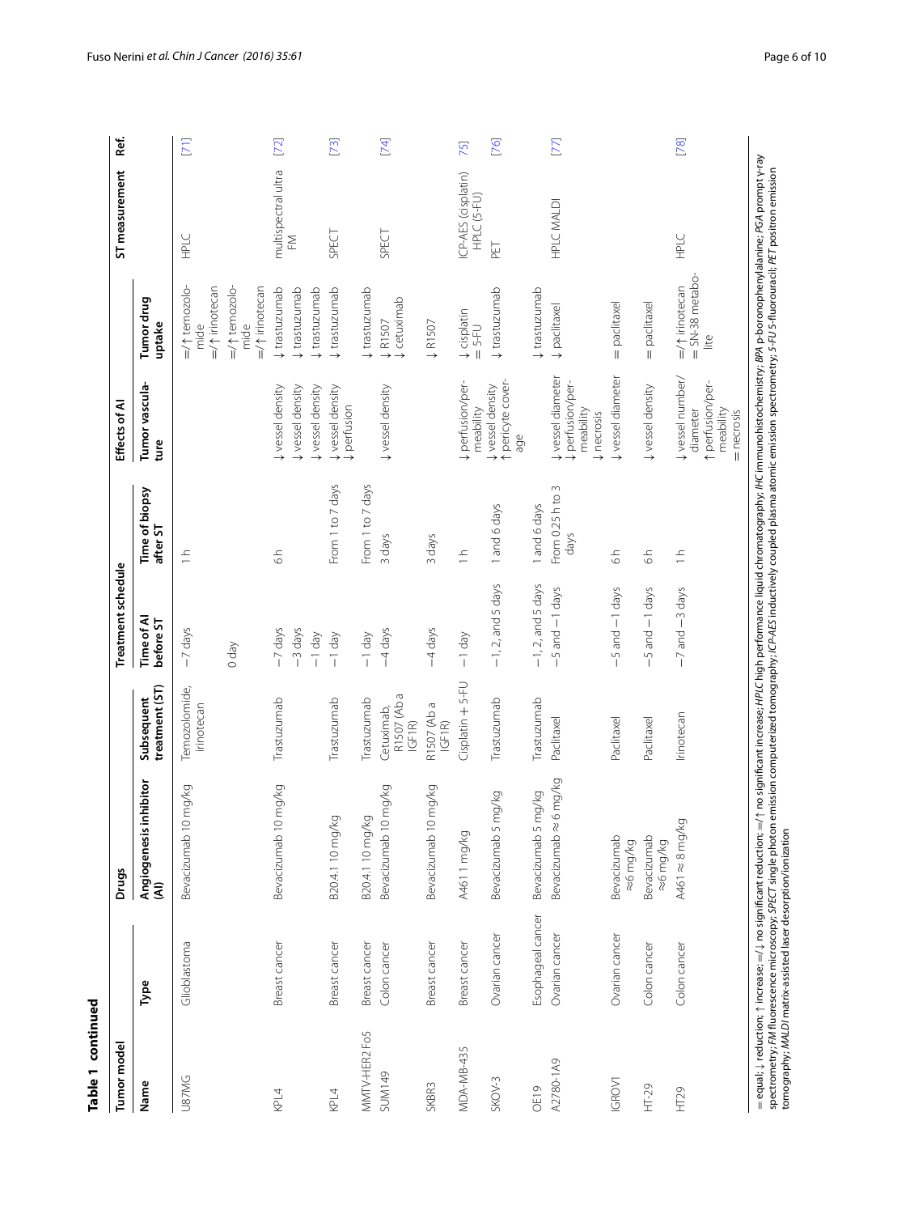**Table 1 continued**

| Tumor model | | Drugs | | Treatment schedule | | Effects of AI | | ST measurement | Ref. |
|---|---|---|---|---|---|---|---|---|---|
| Name | Type | Angiogenesis inhibitor (AI) | Subsequent treatment (ST) | Time of AI before ST | Time of biopsy after ST | Tumor vasculature | Tumor drug uptake | | |
| U87MG | Glioblastoma | Bevacizumab 10 mg/kg | Temozolomide, irinotecan | −7 days | 1 h | | =/↑ temozolomide<br>=/↑ irinotecan | HPLC | [71] |
| | | | | 0 day | | | =/↑ temozolomide<br>=/↑ irinotecan | | |
| KPL4 | Breast cancer | Bevacizumab 10 mg/kg | Trastuzumab | −7 days | 6 h | ↓ vessel density | ↓ trastuzumab | multispectral ultra FM | [72] |
| | | | | −3 days | | ↓ vessel density | ↓ trastuzumab | | |
| | | | | −1 day | | ↓ vessel density | ↓ trastuzumab | | |
| KPL4 | Breast cancer | B20.4.1 10 mg/kg | Trastuzumab | −1 day | From 1 to 7 days | ↓ vessel density<br>↓ perfusion | ↓ trastuzumab | SPECT | [73] |
| MMTV-HER2 Fo5 | Breast cancer | B20.4.1 10 mg/kg | Trastuzumab | −1 day | From 1 to 7 days | | ↓ trastuzumab | | |
| SUM149 | Colon cancer | Bevacizumab 10 mg/kg | Cetuximab, R1507 (Ab a IGF1R) | −4 days | 3 days | ↓ vessel density | ↓ R1507<br>↓ cetuximab | SPECT | [74] |
| SKBR3 | Breast cancer | Bevacizumab 10 mg/kg | R1507 (Ab a IGF1R) | −4 days | 3 days | | ↓ R1507 | | |
| MDA-MB-435 | Breast cancer | A461 1 mg/kg | Cisplatin + 5-FU | −1 day | 1 h | ↓ perfusion/permeability | ↓ cisplatin<br>= 5-FU | ICP-AES (cisplatin) HPLC (5-FU) | 75] |
| SKOV-3 | Ovarian cancer | Bevacizumab 5 mg/kg | Trastuzumab | −1, 2, and 5 days | 1 and 6 days | ↓ vessel density<br>↑ pericyte coverage | ↓ trastuzumab | PET | [76] |
| OE19 | Esophageal cancer | Bevacizumab 5 mg/kg | Trastuzumab | −1, 2, and 5 days | 1 and 6 days | | ↓ trastuzumab | | |
| A2780-1A9 | Ovarian cancer | Bevacizumab ≈ 6 mg/kg | Paclitaxel | −5 and −1 days | From 0.25 h to 3 days | ↓ vessel diameter<br>↓ perfusion/permeability<br>↓ necrosis | ↓ paclitaxel | HPLC MALDI | [77] |
| IGROV1 | Ovarian cancer | Bevacizumab ≈6 mg/kg | Paclitaxel | −5 and −1 days | 6 h | ↓ vessel diameter | = paclitaxel | | |
| HT-29 | Colon cancer | Bevacizumab ≈6 mg/kg | Paclitaxel | −5 and −1 days | 6 h | ↓ vessel density | = paclitaxel | | |
| HT29 | Colon cancer | A461 ≈ 8 mg/kg | Irinotecan | −7 and −3 days | 1 h | ↓ vessel number/diameter<br>↑ perfusion/permeability<br>= necrosis | =/↑ irinotecan<br>= SN-38 metabolite | HPLC | [78] |

= equal; ↓ reduction; ↑ increase; =/↓ no significant reduction; =/↑ no significant increase; *HPLC* high performance liquid chromatography; *IHC* immunohistochemistry; *BPA* p-boronophenylalanine; *PGA* prompt γ-ray spectrometry; *FM* fluorescence microscopy; *SPECT* single photon emission computerized tomography; *ICP-AES* inductively coupled plasma atomic emission spectrometry; *5-FU* 5-fluorouracil; *PET* positron emission tomography; *MALDI* matrix-assisted laser desorption/ionization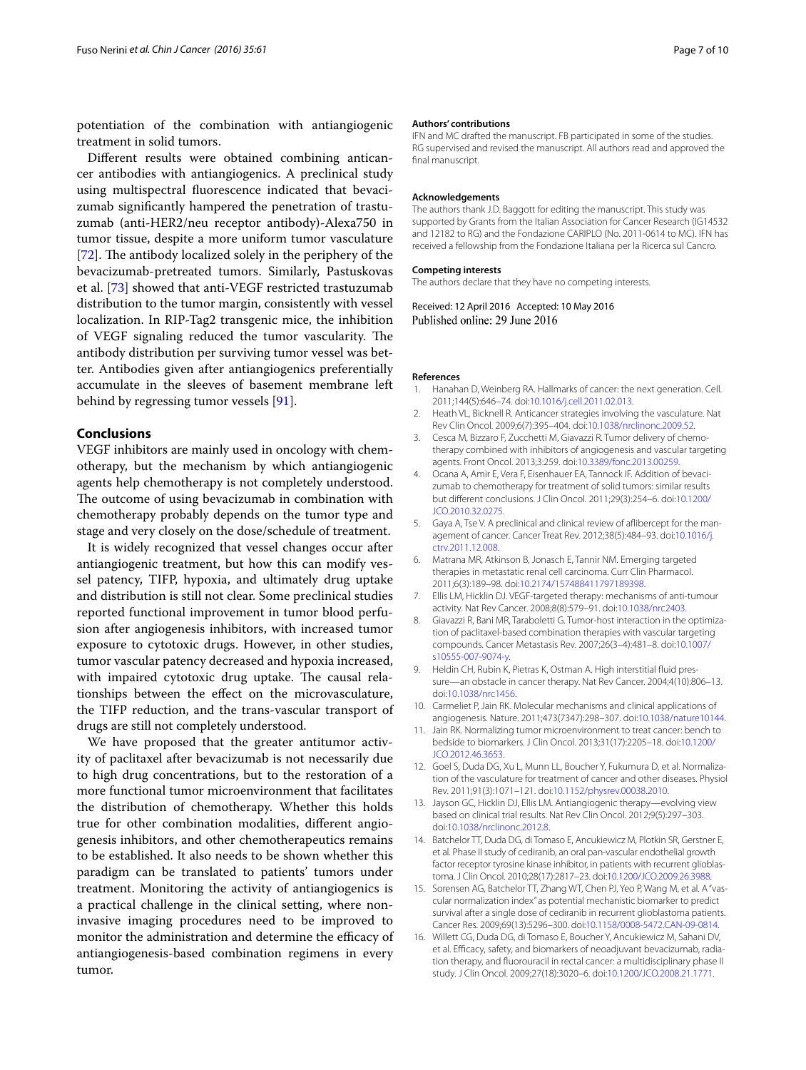potentiation of the combination with antiangiogenic treatment in solid tumors.

Different results were obtained combining anticancer antibodies with antiangiogenics. A preclinical study using multispectral fluorescence indicated that bevacizumab significantly hampered the penetration of trastuzumab (anti-HER2/neu receptor antibody)-Alexa750 in tumor tissue, despite a more uniform tumor vasculature [72]. The antibody localized solely in the periphery of the bevacizumab-pretreated tumors. Similarly, Pastuskovas et al. [73] showed that anti-VEGF restricted trastuzumab distribution to the tumor margin, consistently with vessel localization. In RIP-Tag2 transgenic mice, the inhibition of VEGF signaling reduced the tumor vascularity. The antibody distribution per surviving tumor vessel was better. Antibodies given after antiangiogenics preferentially accumulate in the sleeves of basement membrane left behind by regressing tumor vessels [91].

## Conclusions

VEGF inhibitors are mainly used in oncology with chemotherapy, but the mechanism by which antiangiogenic agents help chemotherapy is not completely understood. The outcome of using bevacizumab in combination with chemotherapy probably depends on the tumor type and stage and very closely on the dose/schedule of treatment.

It is widely recognized that vessel changes occur after antiangiogenic treatment, but how this can modify vessel patency, TIFP, hypoxia, and ultimately drug uptake and distribution is still not clear. Some preclinical studies reported functional improvement in tumor blood perfusion after angiogenesis inhibitors, with increased tumor exposure to cytotoxic drugs. However, in other studies, tumor vascular patency decreased and hypoxia increased, with impaired cytotoxic drug uptake. The causal relationships between the effect on the microvasculature, the TIFP reduction, and the trans-vascular transport of drugs are still not completely understood.

We have proposed that the greater antitumor activity of paclitaxel after bevacizumab is not necessarily due to high drug concentrations, but to the restoration of a more functional tumor microenvironment that facilitates the distribution of chemotherapy. Whether this holds true for other combination modalities, different angiogenesis inhibitors, and other chemotherapeutics remains to be established. It also needs to be shown whether this paradigm can be translated to patients' tumors under treatment. Monitoring the activity of antiangiogenics is a practical challenge in the clinical setting, where non-invasive imaging procedures need to be improved to monitor the administration and determine the efficacy of antiangiogenesis-based combination regimens in every tumor.

#### Authors' contributions

IFN and MC drafted the manuscript. FB participated in some of the studies. RG supervised and revised the manuscript. All authors read and approved the final manuscript.

#### Acknowledgements

The authors thank J.D. Baggott for editing the manuscript. This study was supported by Grants from the Italian Association for Cancer Research (IG14532 and 12182 to RG) and the Fondazione CARIPLO (No. 2011-0614 to MC). IFN has received a fellowship from the Fondazione Italiana per la Ricerca sul Cancro.

#### Competing interests

The authors declare that they have no competing interests.

Received: 12 April 2016 Accepted: 10 May 2016
Published online: 29 June 2016

#### References

1. Hanahan D, Weinberg RA. Hallmarks of cancer: the next generation. Cell. 2011;144(5):646–74. doi:10.1016/j.cell.2011.02.013.
2. Heath VL, Bicknell R. Anticancer strategies involving the vasculature. Nat Rev Clin Oncol. 2009;6(7):395–404. doi:10.1038/nrclinonc.2009.52.
3. Cesca M, Bizzaro F, Zucchetti M, Giavazzi R. Tumor delivery of chemotherapy combined with inhibitors of angiogenesis and vascular targeting agents. Front Oncol. 2013;3:259. doi:10.3389/fonc.2013.00259.
4. Ocana A, Amir E, Vera F, Eisenhauer EA, Tannock IF. Addition of bevacizumab to chemotherapy for treatment of solid tumors: similar results but different conclusions. J Clin Oncol. 2011;29(3):254–6. doi:10.1200/JCO.2010.32.0275.
5. Gaya A, Tse V. A preclinical and clinical review of aflibercept for the management of cancer. Cancer Treat Rev. 2012;38(5):484–93. doi:10.1016/j.ctrv.2011.12.008.
6. Matrana MR, Atkinson B, Jonasch E, Tannir NM. Emerging targeted therapies in metastatic renal cell carcinoma. Curr Clin Pharmacol. 2011;6(3):189–98. doi:10.2174/157488411797189398.
7. Ellis LM, Hicklin DJ. VEGF-targeted therapy: mechanisms of anti-tumour activity. Nat Rev Cancer. 2008;8(8):579–91. doi:10.1038/nrc2403.
8. Giavazzi R, Bani MR, Taraboletti G. Tumor-host interaction in the optimization of paclitaxel-based combination therapies with vascular targeting compounds. Cancer Metastasis Rev. 2007;26(3–4):481–8. doi:10.1007/s10555-007-9074-y.
9. Heldin CH, Rubin K, Pietras K, Ostman A. High interstitial fluid pressure—an obstacle in cancer therapy. Nat Rev Cancer. 2004;4(10):806–13. doi:10.1038/nrc1456.
10. Carmeliet P, Jain RK. Molecular mechanisms and clinical applications of angiogenesis. Nature. 2011;473(7347):298–307. doi:10.1038/nature10144.
11. Jain RK. Normalizing tumor microenvironment to treat cancer: bench to bedside to biomarkers. J Clin Oncol. 2013;31(17):2205–18. doi:10.1200/JCO.2012.46.3653.
12. Goel S, Duda DG, Xu L, Munn LL, Boucher Y, Fukumura D, et al. Normalization of the vasculature for treatment of cancer and other diseases. Physiol Rev. 2011;91(3):1071–121. doi:10.1152/physrev.00038.2010.
13. Jayson GC, Hicklin DJ, Ellis LM. Antiangiogenic therapy—evolving view based on clinical trial results. Nat Rev Clin Oncol. 2012;9(5):297–303. doi:10.1038/nrclinonc.2012.8.
14. Batchelor TT, Duda DG, di Tomaso E, Ancukiewicz M, Plotkin SR, Gerstner E, et al. Phase II study of cediranib, an oral pan-vascular endothelial growth factor receptor tyrosine kinase inhibitor, in patients with recurrent glioblastoma. J Clin Oncol. 2010;28(17):2817–23. doi:10.1200/JCO.2009.26.3988.
15. Sorensen AG, Batchelor TT, Zhang WT, Chen PJ, Yeo P, Wang M, et al. A "vascular normalization index" as potential mechanistic biomarker to predict survival after a single dose of cediranib in recurrent glioblastoma patients. Cancer Res. 2009;69(13):5296–300. doi:10.1158/0008-5472.CAN-09-0814.
16. Willett CG, Duda DG, di Tomaso E, Boucher Y, Ancukiewicz M, Sahani DV, et al. Efficacy, safety, and biomarkers of neoadjuvant bevacizumab, radiation therapy, and fluorouracil in rectal cancer: a multidisciplinary phase II study. J Clin Oncol. 2009;27(18):3020–6. doi:10.1200/JCO.2008.21.1771.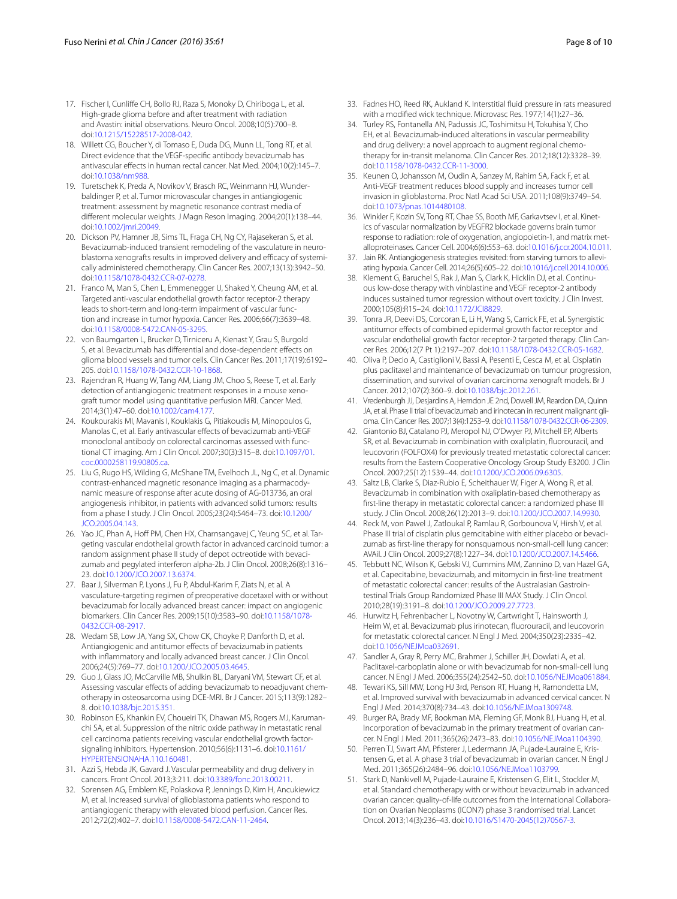17. Fischer I, Cunliffe CH, Bollo RJ, Raza S, Monoky D, Chiriboga L, et al. High-grade glioma before and after treatment with radiation and Avastin: initial observations. Neuro Oncol. 2008;10(5):700–8. doi:10.1215/15228517-2008-042.
18. Willett CG, Boucher Y, di Tomaso E, Duda DG, Munn LL, Tong RT, et al. Direct evidence that the VEGF-specific antibody bevacizumab has antivascular effects in human rectal cancer. Nat Med. 2004;10(2):145–7. doi:10.1038/nm988.
19. Turetschek K, Preda A, Novikov V, Brasch RC, Weinmann HJ, Wunderbaldinger P, et al. Tumor microvascular changes in antiangiogenic treatment: assessment by magnetic resonance contrast media of different molecular weights. J Magn Reson Imaging. 2004;20(1):138–44. doi:10.1002/jmri.20049.
20. Dickson PV, Hamner JB, Sims TL, Fraga CH, Ng CY, Rajasekeran S, et al. Bevacizumab-induced transient remodeling of the vasculature in neuroblastoma xenografts results in improved delivery and efficacy of systemically administered chemotherapy. Clin Cancer Res. 2007;13(13):3942–50. doi:10.1158/1078-0432.CCR-07-0278.
21. Franco M, Man S, Chen L, Emmenegger U, Shaked Y, Cheung AM, et al. Targeted anti-vascular endothelial growth factor receptor-2 therapy leads to short-term and long-term impairment of vascular function and increase in tumor hypoxia. Cancer Res. 2006;66(7):3639–48. doi:10.1158/0008-5472.CAN-05-3295.
22. von Baumgarten L, Brucker D, Tirniceru A, Kienast Y, Grau S, Burgold S, et al. Bevacizumab has differential and dose-dependent effects on glioma blood vessels and tumor cells. Clin Cancer Res. 2011;17(19):6192–205. doi:10.1158/1078-0432.CCR-10-1868.
23. Rajendran R, Huang W, Tang AM, Liang JM, Choo S, Reese T, et al. Early detection of antiangiogenic treatment responses in a mouse xenograft tumor model using quantitative perfusion MRI. Cancer Med. 2014;3(1):47–60. doi:10.1002/cam4.177.
24. Koukourakis MI, Mavanis I, Kouklakis G, Pitiakoudis M, Minopoulos G, Manolas C, et al. Early antivascular effects of bevacizumab anti-VEGF monoclonal antibody on colorectal carcinomas assessed with functional CT imaging. Am J Clin Oncol. 2007;30(3):315–8. doi:10.1097/01.coc.0000258119.90805.ca.
25. Liu G, Rugo HS, Wilding G, McShane TM, Evelhoch JL, Ng C, et al. Dynamic contrast-enhanced magnetic resonance imaging as a pharmacodynamic measure of response after acute dosing of AG-013736, an oral angiogenesis inhibitor, in patients with advanced solid tumors: results from a phase I study. J Clin Oncol. 2005;23(24):5464–73. doi:10.1200/JCO.2005.04.143.
26. Yao JC, Phan A, Hoff PM, Chen HX, Charnsangavej C, Yeung SC, et al. Targeting vascular endothelial growth factor in advanced carcinoid tumor: a random assignment phase II study of depot octreotide with bevacizumab and pegylated interferon alpha-2b. J Clin Oncol. 2008;26(8):1316–23. doi:10.1200/JCO.2007.13.6374.
27. Baar J, Silverman P, Lyons J, Fu P, Abdul-Karim F, Ziats N, et al. A vasculature-targeting regimen of preoperative docetaxel with or without bevacizumab for locally advanced breast cancer: impact on angiogenic biomarkers. Clin Cancer Res. 2009;15(10):3583–90. doi:10.1158/1078-0432.CCR-08-2917.
28. Wedam SB, Low JA, Yang SX, Chow CK, Choyke P, Danforth D, et al. Antiangiogenic and antitumor effects of bevacizumab in patients with inflammatory and locally advanced breast cancer. J Clin Oncol. 2006;24(5):769–77. doi:10.1200/JCO.2005.03.4645.
29. Guo J, Glass JO, McCarville MB, Shulkin BL, Daryani VM, Stewart CF, et al. Assessing vascular effects of adding bevacizumab to neoadjuvant chemotherapy in osteosarcoma using DCE-MRI. Br J Cancer. 2015;113(9):1282–8. doi:10.1038/bjc.2015.351.
30. Robinson ES, Khankin EV, Choueiri TK, Dhawan MS, Rogers MJ, Karumanchi SA, et al. Suppression of the nitric oxide pathway in metastatic renal cell carcinoma patients receiving vascular endothelial growth factor-signaling inhibitors. Hypertension. 2010;56(6):1131–6. doi:10.1161/HYPERTENSIONAHA.110.160481.
31. Azzi S, Hebda JK, Gavard J. Vascular permeability and drug delivery in cancers. Front Oncol. 2013;3:211. doi:10.3389/fonc.2013.00211.
32. Sorensen AG, Emblem KE, Polaskova P, Jennings D, Kim H, Ancukiewicz M, et al. Increased survival of glioblastoma patients who respond to antiangiogenic therapy with elevated blood perfusion. Cancer Res. 2012;72(2):402–7. doi:10.1158/0008-5472.CAN-11-2464.
33. Fadnes HO, Reed RK, Aukland K. Interstitial fluid pressure in rats measured with a modified wick technique. Microvasc Res. 1977;14(1):27–36.
34. Turley RS, Fontanella AN, Padussis JC, Toshimitsu H, Tokuhisa Y, Cho EH, et al. Bevacizumab-induced alterations in vascular permeability and drug delivery: a novel approach to augment regional chemotherapy for in-transit melanoma. Clin Cancer Res. 2012;18(12):3328–39. doi:10.1158/1078-0432.CCR-11-3000.
35. Keunen O, Johansson M, Oudin A, Sanzey M, Rahim SA, Fack F, et al. Anti-VEGF treatment reduces blood supply and increases tumor cell invasion in glioblastoma. Proc Natl Acad Sci USA. 2011;108(9):3749–54. doi:10.1073/pnas.1014480108.
36. Winkler F, Kozin SV, Tong RT, Chae SS, Booth MF, Garkavtsev I, et al. Kinetics of vascular normalization by VEGFR2 blockade governs brain tumor response to radiation: role of oxygenation, angiopoietin-1, and matrix metalloproteinases. Cancer Cell. 2004;6(6):553–63. doi:10.1016/j.ccr.2004.10.011.
37. Jain RK. Antiangiogenesis strategies revisited: from starving tumors to alleviating hypoxia. Cancer Cell. 2014;26(5):605–22. doi:10.1016/j.ccell.2014.10.006.
38. Klement G, Baruchel S, Rak J, Man S, Clark K, Hicklin DJ, et al. Continuous low-dose therapy with vinblastine and VEGF receptor-2 antibody induces sustained tumor regression without overt toxicity. J Clin Invest. 2000;105(8):R15–24. doi:10.1172/JCI8829.
39. Tonra JR, Deevi DS, Corcoran E, Li H, Wang S, Carrick FE, et al. Synergistic antitumor effects of combined epidermal growth factor receptor and vascular endothelial growth factor receptor-2 targeted therapy. Clin Cancer Res. 2006;12(7 Pt 1):2197–207. doi:10.1158/1078-0432.CCR-05-1682.
40. Oliva P, Decio A, Castiglioni V, Bassi A, Pesenti E, Cesca M, et al. Cisplatin plus paclitaxel and maintenance of bevacizumab on tumour progression, dissemination, and survival of ovarian carcinoma xenograft models. Br J Cancer. 2012;107(2):360–9. doi:10.1038/bjc.2012.261.
41. Vredenburgh JJ, Desjardins A, Herndon JE 2nd, Dowell JM, Reardon DA, Quinn JA, et al. Phase II trial of bevacizumab and irinotecan in recurrent malignant glioma. Clin Cancer Res. 2007;13(4):1253–9. doi:10.1158/1078-0432.CCR-06-2309.
42. Giantonio BJ, Catalano PJ, Meropol NJ, O'Dwyer PJ, Mitchell EP, Alberts SR, et al. Bevacizumab in combination with oxaliplatin, fluorouracil, and leucovorin (FOLFOX4) for previously treated metastatic colorectal cancer: results from the Eastern Cooperative Oncology Group Study E3200. J Clin Oncol. 2007;25(12):1539–44. doi:10.1200/JCO.2006.09.6305.
43. Saltz LB, Clarke S, Diaz-Rubio E, Scheithauer W, Figer A, Wong R, et al. Bevacizumab in combination with oxaliplatin-based chemotherapy as first-line therapy in metastatic colorectal cancer: a randomized phase III study. J Clin Oncol. 2008;26(12):2013–9. doi:10.1200/JCO.2007.14.9930.
44. Reck M, von Pawel J, Zatloukal P, Ramlau R, Gorbounova V, Hirsh V, et al. Phase III trial of cisplatin plus gemcitabine with either placebo or bevacizumab as first-line therapy for nonsquamous non-small-cell lung cancer: AVAil. J Clin Oncol. 2009;27(8):1227–34. doi:10.1200/JCO.2007.14.5466.
45. Tebbutt NC, Wilson K, Gebski VJ, Cummins MM, Zannino D, van Hazel GA, et al. Capecitabine, bevacizumab, and mitomycin in first-line treatment of metastatic colorectal cancer: results of the Australasian Gastrointestinal Trials Group Randomized Phase III MAX Study. J Clin Oncol. 2010;28(19):3191–8. doi:10.1200/JCO.2009.27.7723.
46. Hurwitz H, Fehrenbacher L, Novotny W, Cartwright T, Hainsworth J, Heim W, et al. Bevacizumab plus irinotecan, fluorouracil, and leucovorin for metastatic colorectal cancer. N Engl J Med. 2004;350(23):2335–42. doi:10.1056/NEJMoa032691.
47. Sandler A, Gray R, Perry MC, Brahmer J, Schiller JH, Dowlati A, et al. Paclitaxel-carboplatin alone or with bevacizumab for non-small-cell lung cancer. N Engl J Med. 2006;355(24):2542–50. doi:10.1056/NEJMoa061884.
48. Tewari KS, Sill MW, Long HJ 3rd, Penson RT, Huang H, Ramondetta LM, et al. Improved survival with bevacizumab in advanced cervical cancer. N Engl J Med. 2014;370(8):734–43. doi:10.1056/NEJMoa1309748.
49. Burger RA, Brady MF, Bookman MA, Fleming GF, Monk BJ, Huang H, et al. Incorporation of bevacizumab in the primary treatment of ovarian cancer. N Engl J Med. 2011;365(26):2473–83. doi:10.1056/NEJMoa1104390.
50. Perren TJ, Swart AM, Pfisterer J, Ledermann JA, Pujade-Lauraine E, Kristensen G, et al. A phase 3 trial of bevacizumab in ovarian cancer. N Engl J Med. 2011;365(26):2484–96. doi:10.1056/NEJMoa1103799.
51. Stark D, Nankivell M, Pujade-Lauraine E, Kristensen G, Elit L, Stockler M, et al. Standard chemotherapy with or without bevacizumab in advanced ovarian cancer: quality-of-life outcomes from the International Collaboration on Ovarian Neoplasms (ICON7) phase 3 randomised trial. Lancet Oncol. 2013;14(3):236–43. doi:10.1016/S1470-2045(12)70567-3.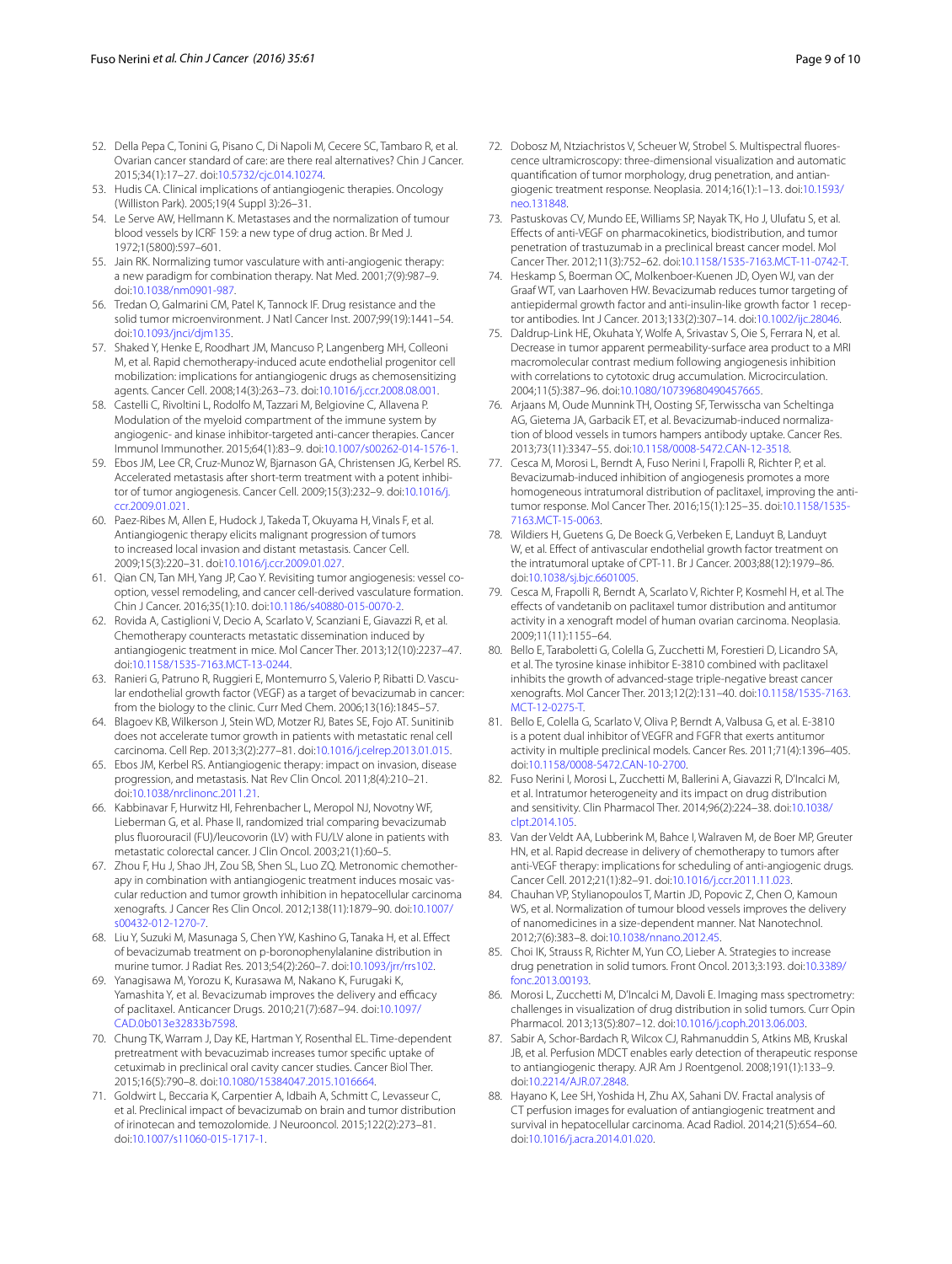52. Della Pepa C, Tonini G, Pisano C, Di Napoli M, Cecere SC, Tambaro R, et al. Ovarian cancer standard of care: are there real alternatives? Chin J Cancer. 2015;34(1):17–27. doi:10.5732/cjc.014.10274.
53. Hudis CA. Clinical implications of antiangiogenic therapies. Oncology (Williston Park). 2005;19(4 Suppl 3):26–31.
54. Le Serve AW, Hellmann K. Metastases and the normalization of tumour blood vessels by ICRF 159: a new type of drug action. Br Med J. 1972;1(5800):597–601.
55. Jain RK. Normalizing tumor vasculature with anti-angiogenic therapy: a new paradigm for combination therapy. Nat Med. 2001;7(9):987–9. doi:10.1038/nm0901-987.
56. Tredan O, Galmarini CM, Patel K, Tannock IF. Drug resistance and the solid tumor microenvironment. J Natl Cancer Inst. 2007;99(19):1441–54. doi:10.1093/jnci/djm135.
57. Shaked Y, Henke E, Roodhart JM, Mancuso P, Langenberg MH, Colleoni M, et al. Rapid chemotherapy-induced acute endothelial progenitor cell mobilization: implications for antiangiogenic drugs as chemosensitizing agents. Cancer Cell. 2008;14(3):263–73. doi:10.1016/j.ccr.2008.08.001.
58. Castelli C, Rivoltini L, Rodolfo M, Tazzari M, Belgiovine C, Allavena P. Modulation of the myeloid compartment of the immune system by angiogenic- and kinase inhibitor-targeted anti-cancer therapies. Cancer Immunol Immunother. 2015;64(1):83–9. doi:10.1007/s00262-014-1576-1.
59. Ebos JM, Lee CR, Cruz-Munoz W, Bjarnason GA, Christensen JG, Kerbel RS. Accelerated metastasis after short-term treatment with a potent inhibitor of tumor angiogenesis. Cancer Cell. 2009;15(3):232–9. doi:10.1016/j.ccr.2009.01.021.
60. Paez-Ribes M, Allen E, Hudock J, Takeda T, Okuyama H, Vinals F, et al. Antiangiogenic therapy elicits malignant progression of tumors to increased local invasion and distant metastasis. Cancer Cell. 2009;15(3):220–31. doi:10.1016/j.ccr.2009.01.027.
61. Qian CN, Tan MH, Yang JP, Cao Y. Revisiting tumor angiogenesis: vessel co-option, vessel remodeling, and cancer cell-derived vasculature formation. Chin J Cancer. 2016;35(1):10. doi:10.1186/s40880-015-0070-2.
62. Rovida A, Castiglioni V, Decio A, Scarlato V, Scanziani E, Giavazzi R, et al. Chemotherapy counteracts metastatic dissemination induced by antiangiogenic treatment in mice. Mol Cancer Ther. 2013;12(10):2237–47. doi:10.1158/1535-7163.MCT-13-0244.
63. Ranieri G, Patruno R, Ruggieri E, Montemurro S, Valerio P, Ribatti D. Vascular endothelial growth factor (VEGF) as a target of bevacizumab in cancer: from the biology to the clinic. Curr Med Chem. 2006;13(16):1845–57.
64. Blagoev KB, Wilkerson J, Stein WD, Motzer RJ, Bates SE, Fojo AT. Sunitinib does not accelerate tumor growth in patients with metastatic renal cell carcinoma. Cell Rep. 2013;3(2):277–81. doi:10.1016/j.celrep.2013.01.015.
65. Ebos JM, Kerbel RS. Antiangiogenic therapy: impact on invasion, disease progression, and metastasis. Nat Rev Clin Oncol. 2011;8(4):210–21. doi:10.1038/nrclinonc.2011.21.
66. Kabbinavar F, Hurwitz HI, Fehrenbacher L, Meropol NJ, Novotny WF, Lieberman G, et al. Phase II, randomized trial comparing bevacizumab plus fluorouracil (FU)/leucovorin (LV) with FU/LV alone in patients with metastatic colorectal cancer. J Clin Oncol. 2003;21(1):60–5.
67. Zhou F, Hu J, Shao JH, Zou SB, Shen SL, Luo ZQ. Metronomic chemotherapy in combination with antiangiogenic treatment induces mosaic vascular reduction and tumor growth inhibition in hepatocellular carcinoma xenografts. J Cancer Res Clin Oncol. 2012;138(11):1879–90. doi:10.1007/s00432-012-1270-7.
68. Liu Y, Suzuki M, Masunaga S, Chen YW, Kashino G, Tanaka H, et al. Effect of bevacizumab treatment on p-boronophenylalanine distribution in murine tumor. J Radiat Res. 2013;54(2):260–7. doi:10.1093/jrr/rrs102.
69. Yanagisawa M, Yorozu K, Kurasawa M, Nakano K, Furugaki K, Yamashita Y, et al. Bevacizumab improves the delivery and efficacy of paclitaxel. Anticancer Drugs. 2010;21(7):687–94. doi:10.1097/CAD.0b013e32833b7598.
70. Chung TK, Warram J, Day KE, Hartman Y, Rosenthal EL. Time-dependent pretreatment with bevacuzimab increases tumor specific uptake of cetuximab in preclinical oral cavity cancer studies. Cancer Biol Ther. 2015;16(5):790–8. doi:10.1080/15384047.2015.1016664.
71. Goldwirt L, Beccaria K, Carpentier A, Idbaih A, Schmitt C, Levasseur C, et al. Preclinical impact of bevacizumab on brain and tumor distribution of irinotecan and temozolomide. J Neurooncol. 2015;122(2):273–81. doi:10.1007/s11060-015-1717-1.
72. Dobosz M, Ntziachristos V, Scheuer W, Strobel S. Multispectral fluorescence ultramicroscopy: three-dimensional visualization and automatic quantification of tumor morphology, drug penetration, and antiangiogenic treatment response. Neoplasia. 2014;16(1):1–13. doi:10.1593/neo.131848.
73. Pastuskovas CV, Mundo EE, Williams SP, Nayak TK, Ho J, Ulufatu S, et al. Effects of anti-VEGF on pharmacokinetics, biodistribution, and tumor penetration of trastuzumab in a preclinical breast cancer model. Mol Cancer Ther. 2012;11(3):752–62. doi:10.1158/1535-7163.MCT-11-0742-T.
74. Heskamp S, Boerman OC, Molkenboer-Kuenen JD, Oyen WJ, van der Graaf WT, van Laarhoven HW. Bevacizumab reduces tumor targeting of antiepidermal growth factor and anti-insulin-like growth factor 1 receptor antibodies. Int J Cancer. 2013;133(2):307–14. doi:10.1002/ijc.28046.
75. Daldrup-Link HE, Okuhata Y, Wolfe A, Srivastav S, Oie S, Ferrara N, et al. Decrease in tumor apparent permeability-surface area product to a MRI macromolecular contrast medium following angiogenesis inhibition with correlations to cytotoxic drug accumulation. Microcirculation. 2004;11(5):387–96. doi:10.1080/10739680490457665.
76. Arjaans M, Oude Munnink TH, Oosting SF, Terwisscha van Scheltinga AG, Gietema JA, Garbacik ET, et al. Bevacizumab-induced normalization of blood vessels in tumors hampers antibody uptake. Cancer Res. 2013;73(11):3347–55. doi:10.1158/0008-5472.CAN-12-3518.
77. Cesca M, Morosi L, Berndt A, Fuso Nerini I, Frapolli R, Richter P, et al. Bevacizumab-induced inhibition of angiogenesis promotes a more homogeneous intratumoral distribution of paclitaxel, improving the antitumor response. Mol Cancer Ther. 2016;15(1):125–35. doi:10.1158/1535-7163.MCT-15-0063.
78. Wildiers H, Guetens G, De Boeck G, Verbeken E, Landuyt B, Landuyt W, et al. Effect of antivascular endothelial growth factor treatment on the intratumoral uptake of CPT-11. Br J Cancer. 2003;88(12):1979–86. doi:10.1038/sj.bjc.6601005.
79. Cesca M, Frapolli R, Berndt A, Scarlato V, Richter P, Kosmehl H, et al. The effects of vandetanib on paclitaxel tumor distribution and antitumor activity in a xenograft model of human ovarian carcinoma. Neoplasia. 2009;11(11):1155–64.
80. Bello E, Taraboletti G, Colella G, Zucchetti M, Forestieri D, Licandro SA, et al. The tyrosine kinase inhibitor E-3810 combined with paclitaxel inhibits the growth of advanced-stage triple-negative breast cancer xenografts. Mol Cancer Ther. 2013;12(2):131–40. doi:10.1158/1535-7163.MCT-12-0275-T.
81. Bello E, Colella G, Scarlato V, Oliva P, Berndt A, Valbusa G, et al. E-3810 is a potent dual inhibitor of VEGFR and FGFR that exerts antitumor activity in multiple preclinical models. Cancer Res. 2011;71(4):1396–405. doi:10.1158/0008-5472.CAN-10-2700.
82. Fuso Nerini I, Morosi L, Zucchetti M, Ballerini A, Giavazzi R, D'Incalci M, et al. Intratumor heterogeneity and its impact on drug distribution and sensitivity. Clin Pharmacol Ther. 2014;96(2):224–38. doi:10.1038/clpt.2014.105.
83. Van der Veldt AA, Lubberink M, Bahce I, Walraven M, de Boer MP, Greuter HN, et al. Rapid decrease in delivery of chemotherapy to tumors after anti-VEGF therapy: implications for scheduling of anti-angiogenic drugs. Cancer Cell. 2012;21(1):82–91. doi:10.1016/j.ccr.2011.11.023.
84. Chauhan VP, Stylianopoulos T, Martin JD, Popovic Z, Chen O, Kamoun WS, et al. Normalization of tumour blood vessels improves the delivery of nanomedicines in a size-dependent manner. Nat Nanotechnol. 2012;7(6):383–8. doi:10.1038/nnano.2012.45.
85. Choi IK, Strauss R, Richter M, Yun CO, Lieber A. Strategies to increase drug penetration in solid tumors. Front Oncol. 2013;3:193. doi:10.3389/fonc.2013.00193.
86. Morosi L, Zucchetti M, D'Incalci M, Davoli E. Imaging mass spectrometry: challenges in visualization of drug distribution in solid tumors. Curr Opin Pharmacol. 2013;13(5):807–12. doi:10.1016/j.coph.2013.06.003.
87. Sabir A, Schor-Bardach R, Wilcox CJ, Rahmanuddin S, Atkins MB, Kruskal JB, et al. Perfusion MDCT enables early detection of therapeutic response to antiangiogenic therapy. AJR Am J Roentgenol. 2008;191(1):133–9. doi:10.2214/AJR.07.2848.
88. Hayano K, Lee SH, Yoshida H, Zhu AX, Sahani DV. Fractal analysis of CT perfusion images for evaluation of antiangiogenic treatment and survival in hepatocellular carcinoma. Acad Radiol. 2014;21(5):654–60. doi:10.1016/j.acra.2014.01.020.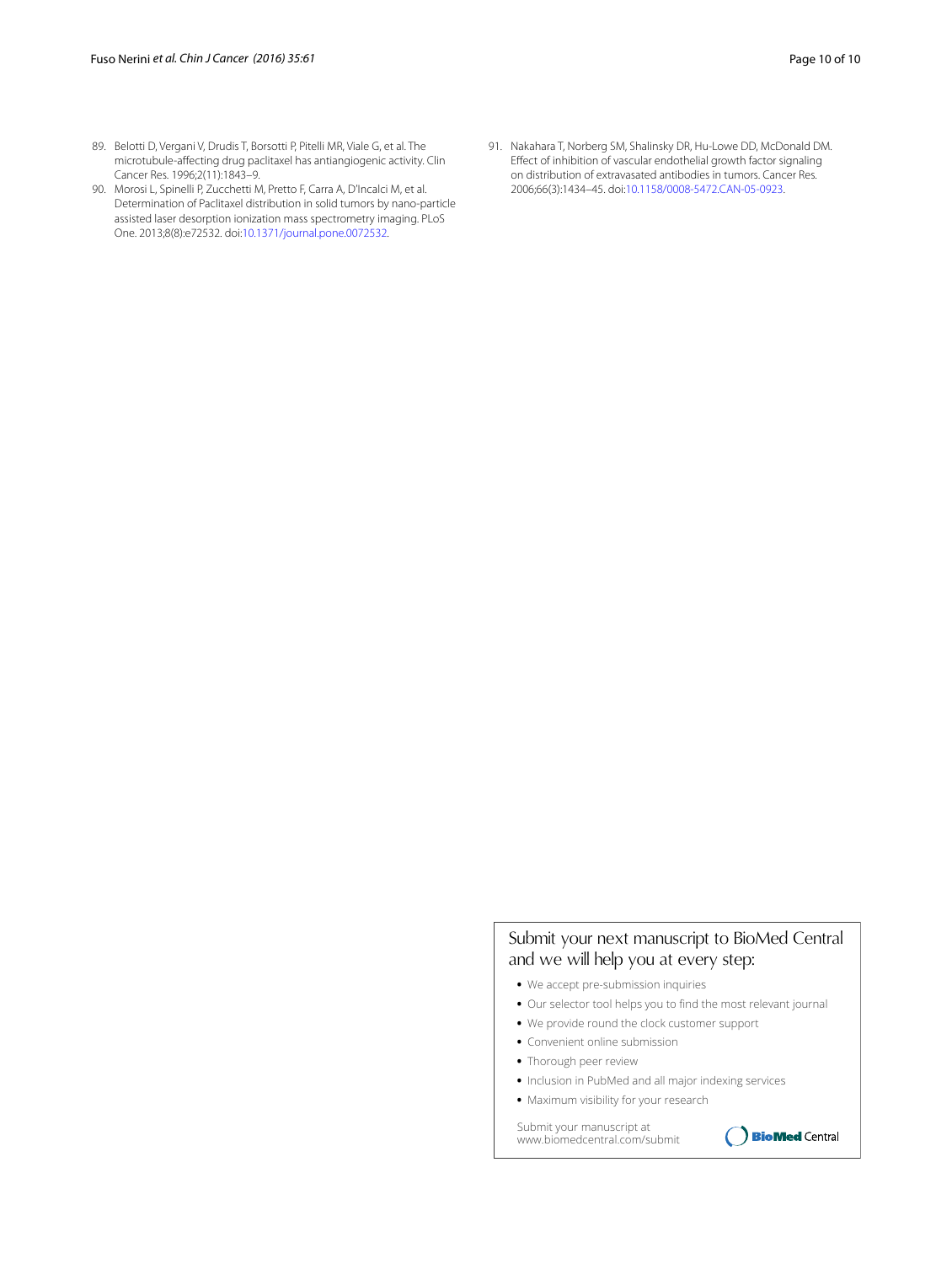89. Belotti D, Vergani V, Drudis T, Borsotti P, Pitelli MR, Viale G, et al. The microtubule-affecting drug paclitaxel has antiangiogenic activity. Clin Cancer Res. 1996;2(11):1843–9.
90. Morosi L, Spinelli P, Zucchetti M, Pretto F, Carra A, D'Incalci M, et al. Determination of Paclitaxel distribution in solid tumors by nano-particle assisted laser desorption ionization mass spectrometry imaging. PLoS One. 2013;8(8):e72532. doi:10.1371/journal.pone.0072532.
91. Nakahara T, Norberg SM, Shalinsky DR, Hu-Lowe DD, McDonald DM. Effect of inhibition of vascular endothelial growth factor signaling on distribution of extravasated antibodies in tumors. Cancer Res. 2006;66(3):1434–45. doi:10.1158/0008-5472.CAN-05-0923.

Submit your next manuscript to BioMed Central and we will help you at every step:

- We accept pre-submission inquiries
- Our selector tool helps you to find the most relevant journal
- We provide round the clock customer support
- Convenient online submission
- Thorough peer review
- Inclusion in PubMed and all major indexing services
- Maximum visibility for your research

Submit your manuscript at www.biomedcentral.com/submit

BioMed Central